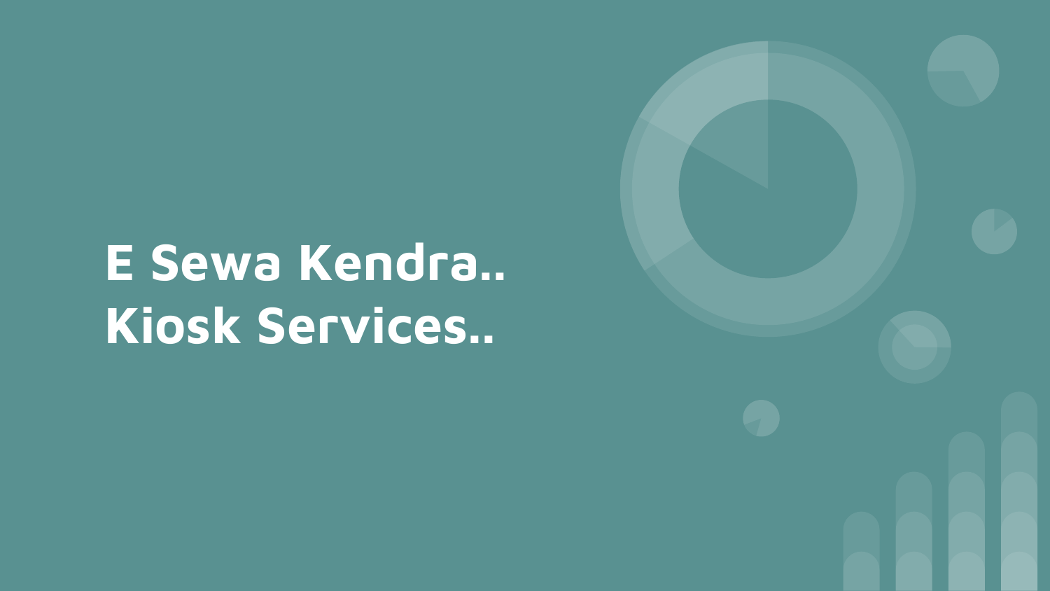# E Sewa Kendra..
# Kiosk Services..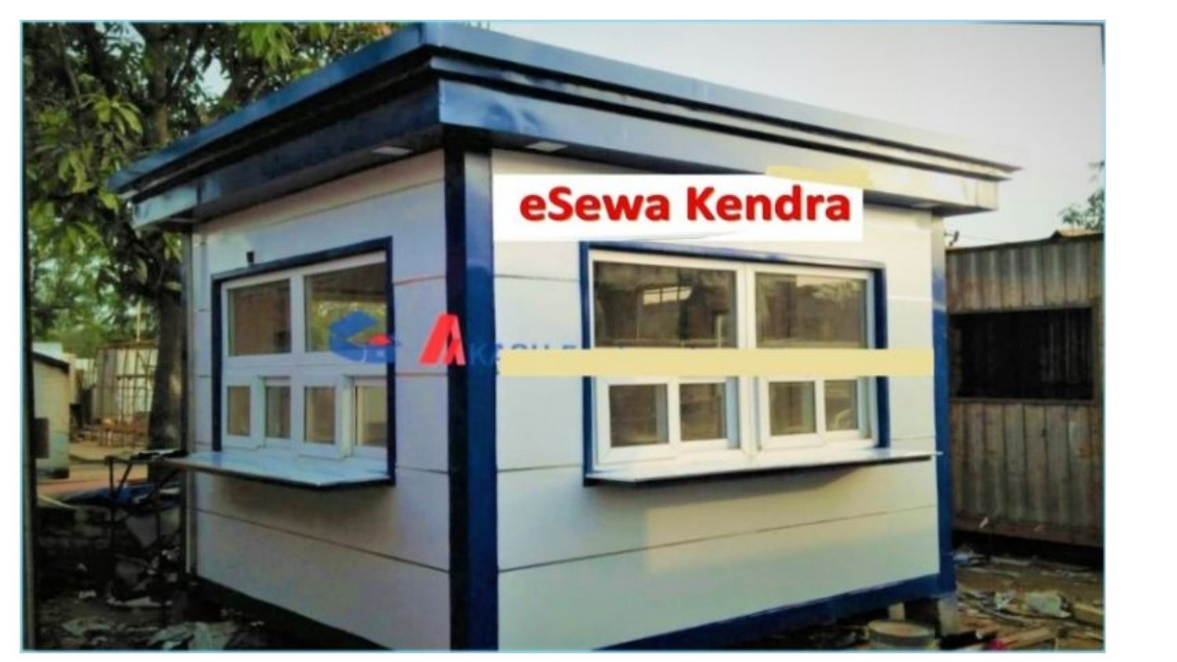eSewa Kendra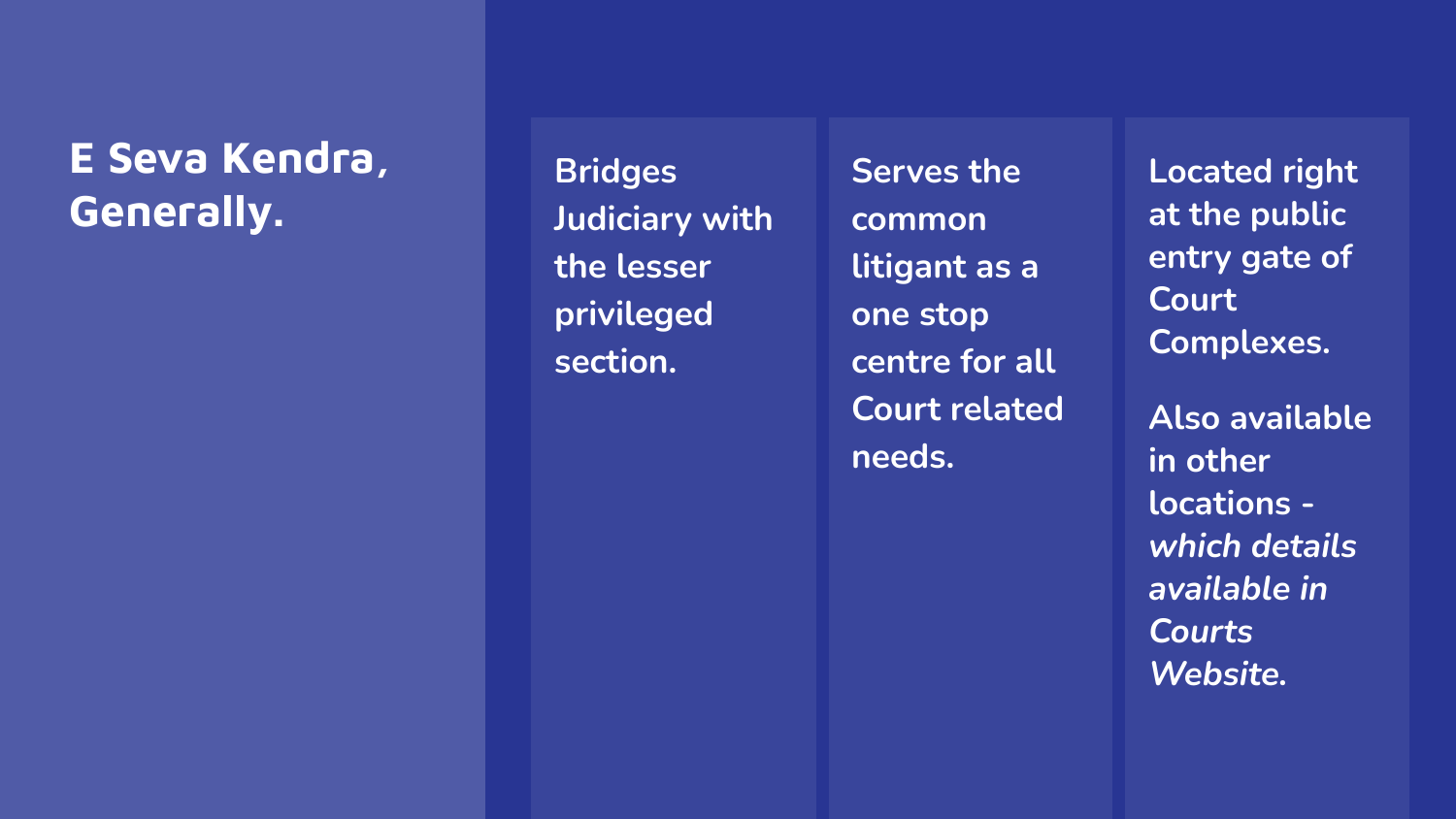## E Seva Kendra, Generally.

Bridges Judiciary with the lesser privileged section.

Serves the common litigant as a one stop centre for all Court related needs.

Located right at the public entry gate of Court Complexes.

Also available in other locations - *which details available in Courts Website.*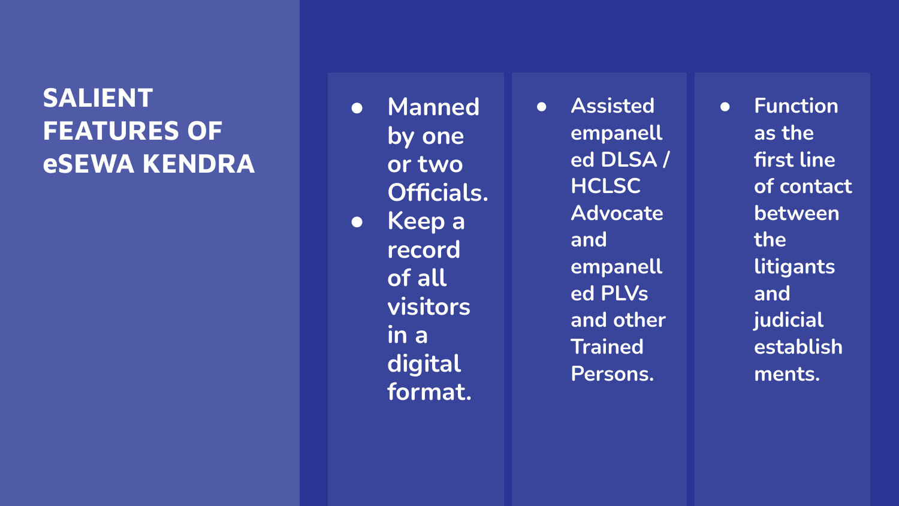# SALIENT FEATURES OF eSEWA KENDRA

- Manned by one or two Officials.
- Keep a record of all visitors in a digital format.

- Assisted empanelled DLSA / HCLSC Advocate and empanelled PLVs and other Trained Persons.

- Function as the first line of contact between the litigants and judicial establishments.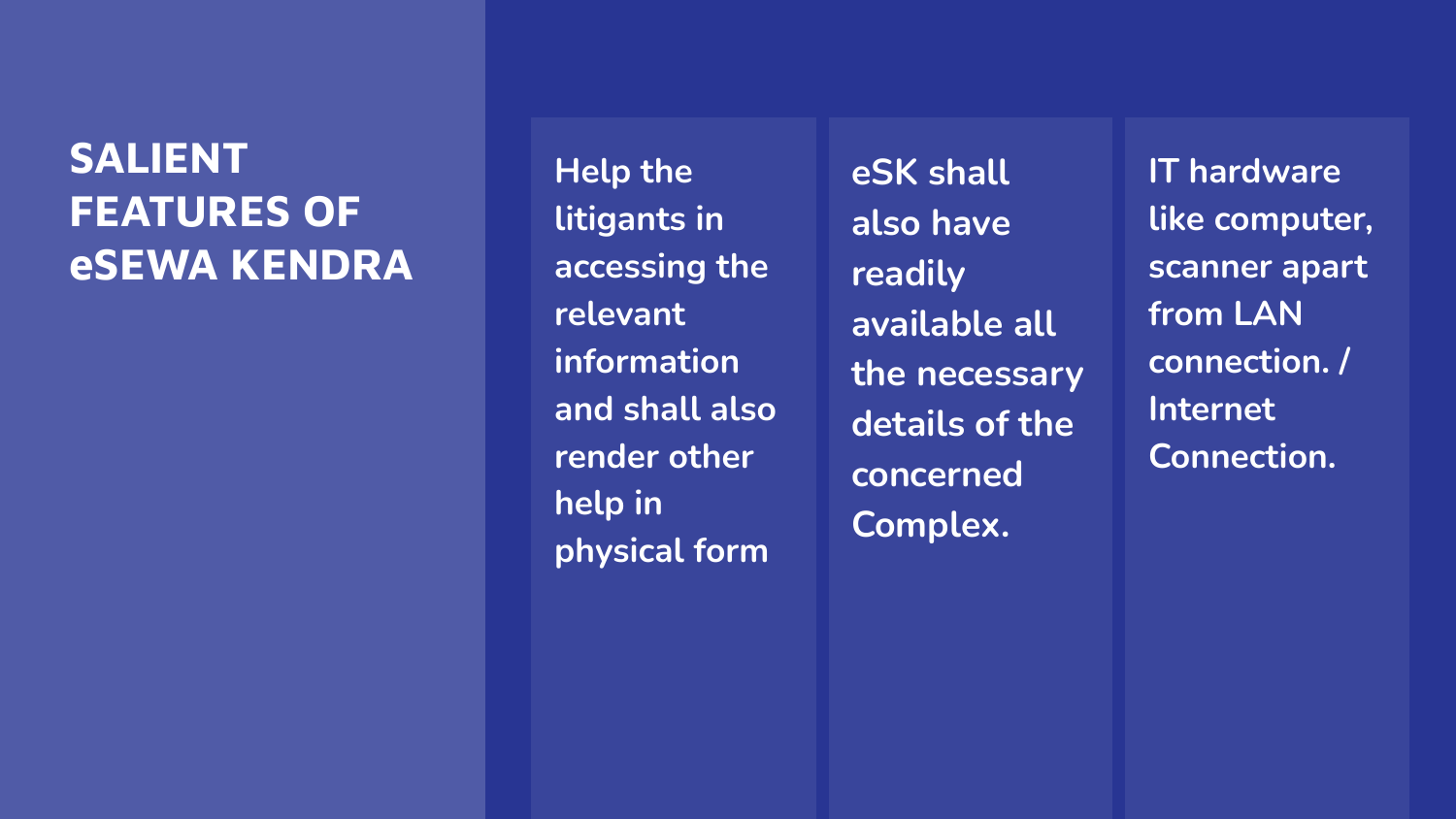# SALIENT FEATURES OF eSEWA KENDRA

- Help the litigants in accessing the relevant information and shall also render other help in physical form

- eSK shall also have readily available all the necessary details of the concerned Complex.

- IT hardware like computer, scanner apart from LAN connection. / Internet Connection.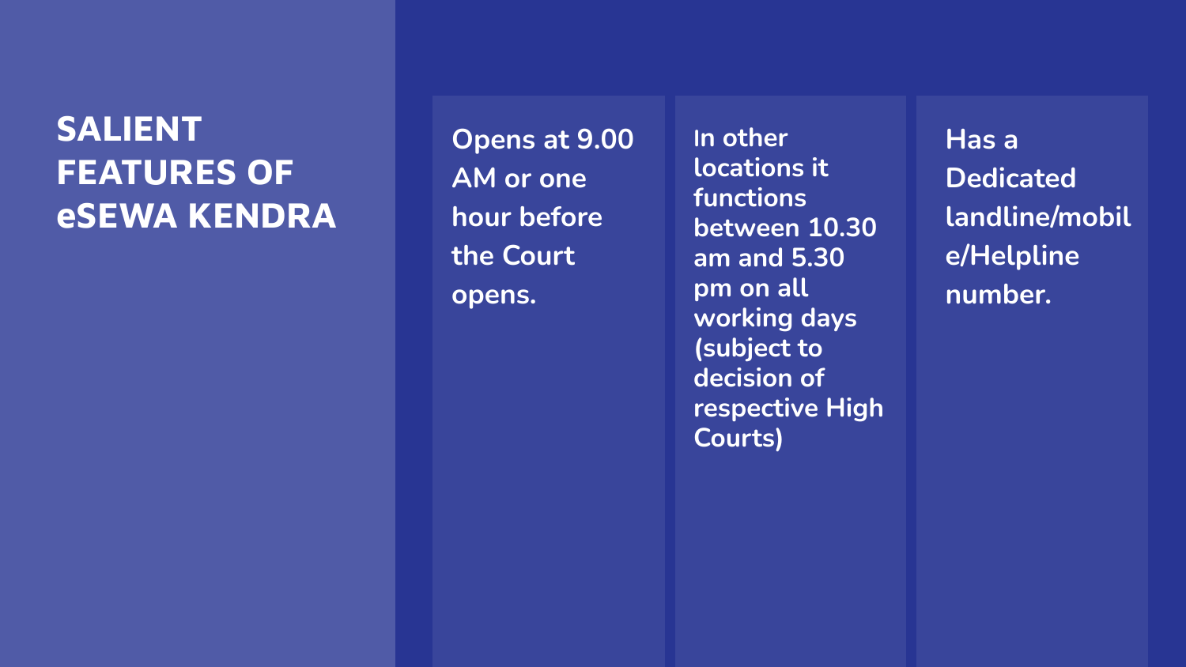# SALIENT FEATURES OF eSEWA KENDRA

- Opens at 9.00 AM or one hour before the Court opens.
- In other locations it functions between 10.30 am and 5.30 pm on all working days (subject to decision of respective High Courts)
- Has a Dedicated landline/mobile/Helpline number.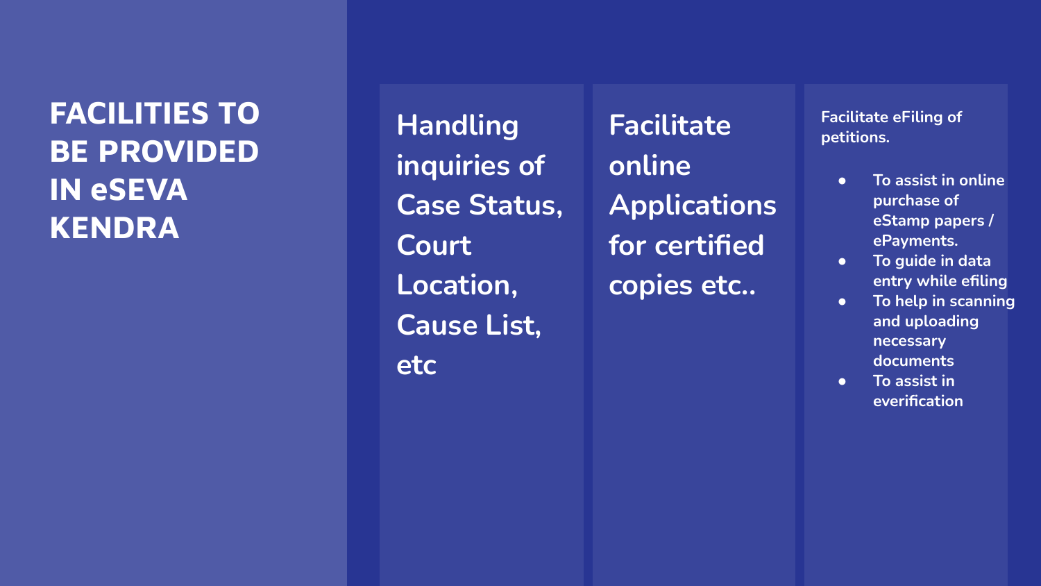# FACILITIES TO BE PROVIDED IN eSEVA KENDRA

**Handling inquiries of Case Status, Court Location, Cause List, etc**

**Facilitate online Applications for certified copies etc..**

**Facilitate eFiling of petitions.**

- To assist in online purchase of eStamp papers / ePayments.
- To guide in data entry while efiling
- To help in scanning and uploading necessary documents
- To assist in everification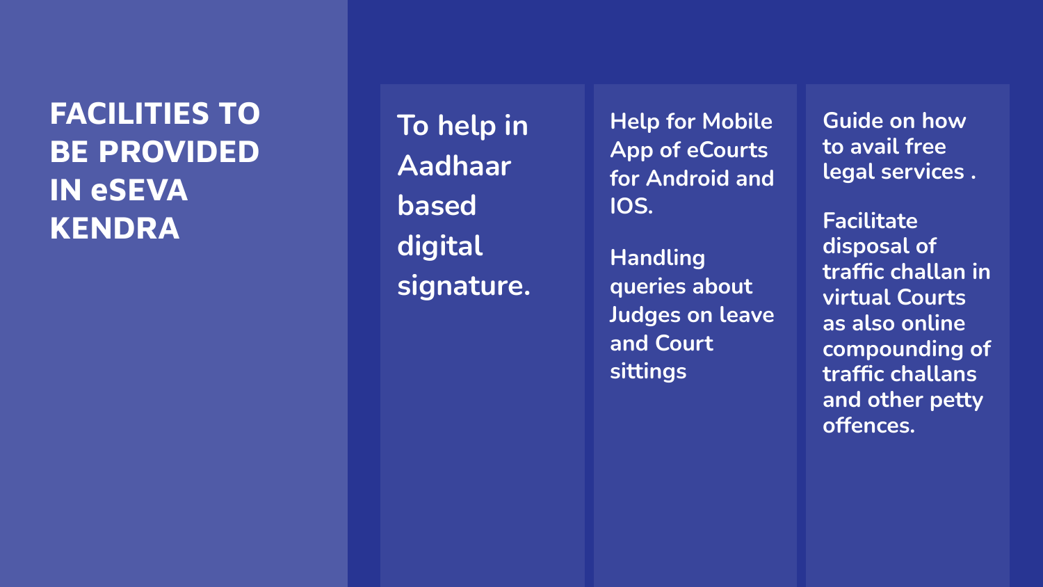# FACILITIES TO BE PROVIDED IN eSEVA KENDRA

To help in Aadhaar based digital signature.

Help for Mobile App of eCourts for Android and IOS.

Handling queries about Judges on leave and Court sittings

Guide on how to avail free legal services .

Facilitate disposal of traffic challan in virtual Courts as also online compounding of traffic challans and other petty offences.